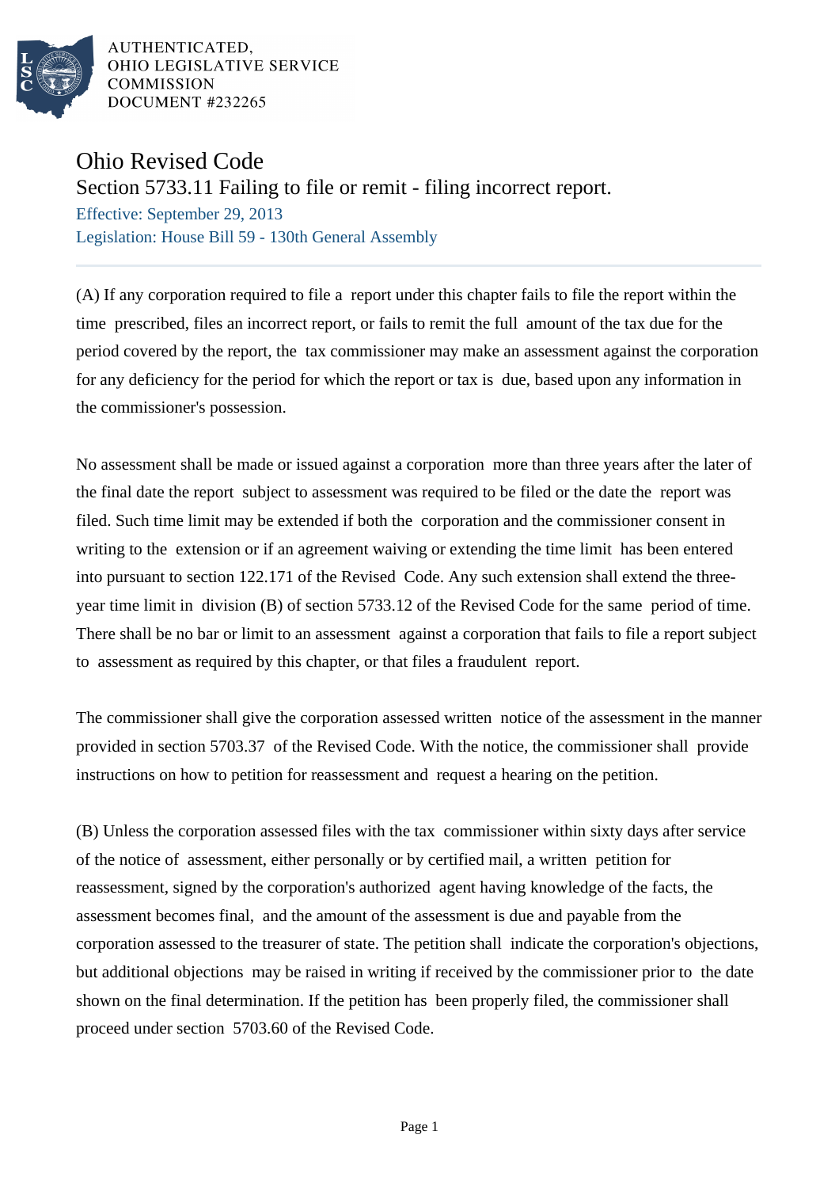AUTHENTICATED,
OHIO LEGISLATIVE SERVICE
COMMISSION
DOCUMENT #232265

# Ohio Revised Code

## Section 5733.11 Failing to file or remit - filing incorrect report.

Effective: September 29, 2013

Legislation: House Bill 59 - 130th General Assembly

---

(A) If any corporation required to file a report under this chapter fails to file the report within the time prescribed, files an incorrect report, or fails to remit the full amount of the tax due for the period covered by the report, the tax commissioner may make an assessment against the corporation for any deficiency for the period for which the report or tax is due, based upon any information in the commissioner's possession.

No assessment shall be made or issued against a corporation more than three years after the later of the final date the report subject to assessment was required to be filed or the date the report was filed. Such time limit may be extended if both the corporation and the commissioner consent in writing to the extension or if an agreement waiving or extending the time limit has been entered into pursuant to section 122.171 of the Revised Code. Any such extension shall extend the three-year time limit in division (B) of section 5733.12 of the Revised Code for the same period of time. There shall be no bar or limit to an assessment against a corporation that fails to file a report subject to assessment as required by this chapter, or that files a fraudulent report.

The commissioner shall give the corporation assessed written notice of the assessment in the manner provided in section 5703.37 of the Revised Code. With the notice, the commissioner shall provide instructions on how to petition for reassessment and request a hearing on the petition.

(B) Unless the corporation assessed files with the tax commissioner within sixty days after service of the notice of assessment, either personally or by certified mail, a written petition for reassessment, signed by the corporation's authorized agent having knowledge of the facts, the assessment becomes final, and the amount of the assessment is due and payable from the corporation assessed to the treasurer of state. The petition shall indicate the corporation's objections, but additional objections may be raised in writing if received by the commissioner prior to the date shown on the final determination. If the petition has been properly filed, the commissioner shall proceed under section 5703.60 of the Revised Code.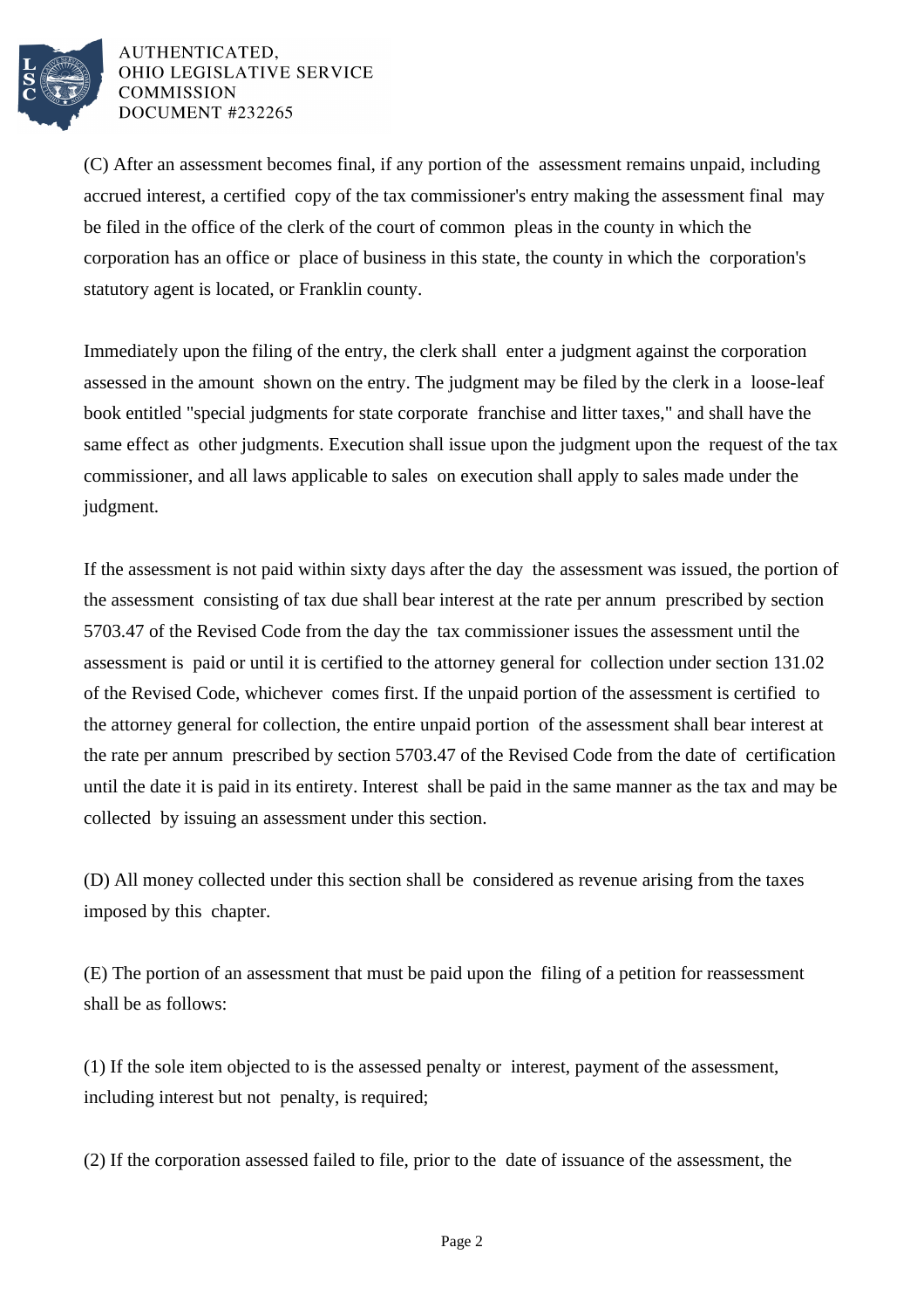(C) After an assessment becomes final, if any portion of the assessment remains unpaid, including accrued interest, a certified copy of the tax commissioner's entry making the assessment final may be filed in the office of the clerk of the court of common pleas in the county in which the corporation has an office or place of business in this state, the county in which the corporation's statutory agent is located, or Franklin county.

Immediately upon the filing of the entry, the clerk shall enter a judgment against the corporation assessed in the amount shown on the entry. The judgment may be filed by the clerk in a loose-leaf book entitled "special judgments for state corporate franchise and litter taxes," and shall have the same effect as other judgments. Execution shall issue upon the judgment upon the request of the tax commissioner, and all laws applicable to sales on execution shall apply to sales made under the judgment.

If the assessment is not paid within sixty days after the day the assessment was issued, the portion of the assessment consisting of tax due shall bear interest at the rate per annum prescribed by section 5703.47 of the Revised Code from the day the tax commissioner issues the assessment until the assessment is paid or until it is certified to the attorney general for collection under section 131.02 of the Revised Code, whichever comes first. If the unpaid portion of the assessment is certified to the attorney general for collection, the entire unpaid portion of the assessment shall bear interest at the rate per annum prescribed by section 5703.47 of the Revised Code from the date of certification until the date it is paid in its entirety. Interest shall be paid in the same manner as the tax and may be collected by issuing an assessment under this section.

(D) All money collected under this section shall be considered as revenue arising from the taxes imposed by this chapter.

(E) The portion of an assessment that must be paid upon the filing of a petition for reassessment shall be as follows:

(1) If the sole item objected to is the assessed penalty or interest, payment of the assessment, including interest but not penalty, is required;

(2) If the corporation assessed failed to file, prior to the date of issuance of the assessment, the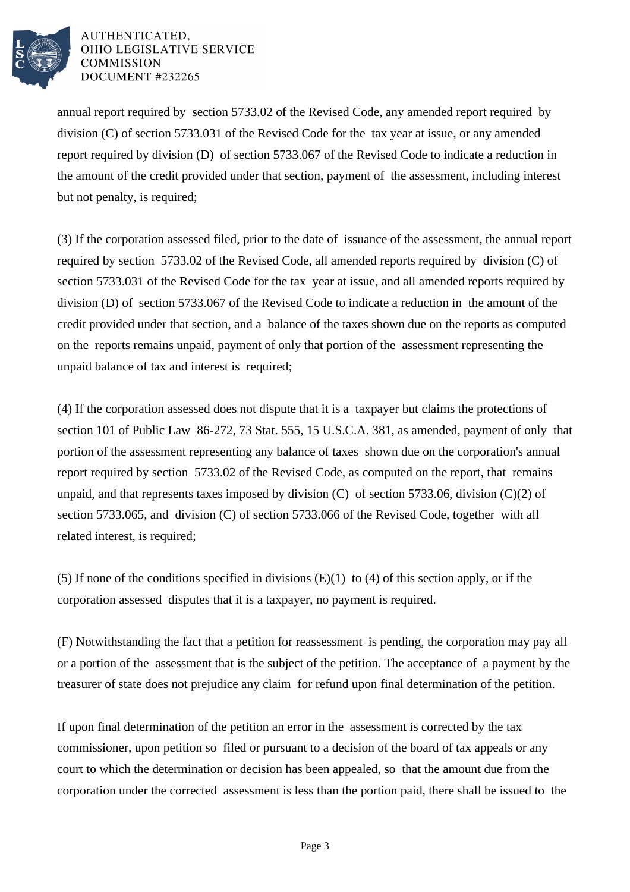annual report required by section 5733.02 of the Revised Code, any amended report required by division (C) of section 5733.031 of the Revised Code for the tax year at issue, or any amended report required by division (D) of section 5733.067 of the Revised Code to indicate a reduction in the amount of the credit provided under that section, payment of the assessment, including interest but not penalty, is required;

(3) If the corporation assessed filed, prior to the date of issuance of the assessment, the annual report required by section 5733.02 of the Revised Code, all amended reports required by division (C) of section 5733.031 of the Revised Code for the tax year at issue, and all amended reports required by division (D) of section 5733.067 of the Revised Code to indicate a reduction in the amount of the credit provided under that section, and a balance of the taxes shown due on the reports as computed on the reports remains unpaid, payment of only that portion of the assessment representing the unpaid balance of tax and interest is required;

(4) If the corporation assessed does not dispute that it is a taxpayer but claims the protections of section 101 of Public Law 86-272, 73 Stat. 555, 15 U.S.C.A. 381, as amended, payment of only that portion of the assessment representing any balance of taxes shown due on the corporation's annual report required by section 5733.02 of the Revised Code, as computed on the report, that remains unpaid, and that represents taxes imposed by division (C) of section 5733.06, division (C)(2) of section 5733.065, and division (C) of section 5733.066 of the Revised Code, together with all related interest, is required;

(5) If none of the conditions specified in divisions (E)(1) to (4) of this section apply, or if the corporation assessed disputes that it is a taxpayer, no payment is required.

(F) Notwithstanding the fact that a petition for reassessment is pending, the corporation may pay all or a portion of the assessment that is the subject of the petition. The acceptance of a payment by the treasurer of state does not prejudice any claim for refund upon final determination of the petition.

If upon final determination of the petition an error in the assessment is corrected by the tax commissioner, upon petition so filed or pursuant to a decision of the board of tax appeals or any court to which the determination or decision has been appealed, so that the amount due from the corporation under the corrected assessment is less than the portion paid, there shall be issued to the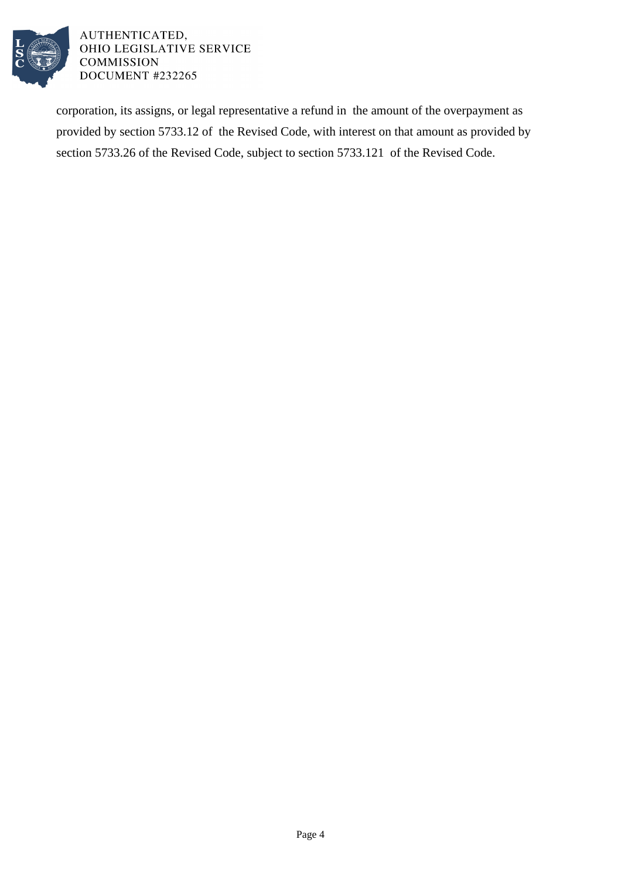corporation, its assigns, or legal representative a refund in the amount of the overpayment as provided by section 5733.12 of the Revised Code, with interest on that amount as provided by section 5733.26 of the Revised Code, subject to section 5733.121 of the Revised Code.